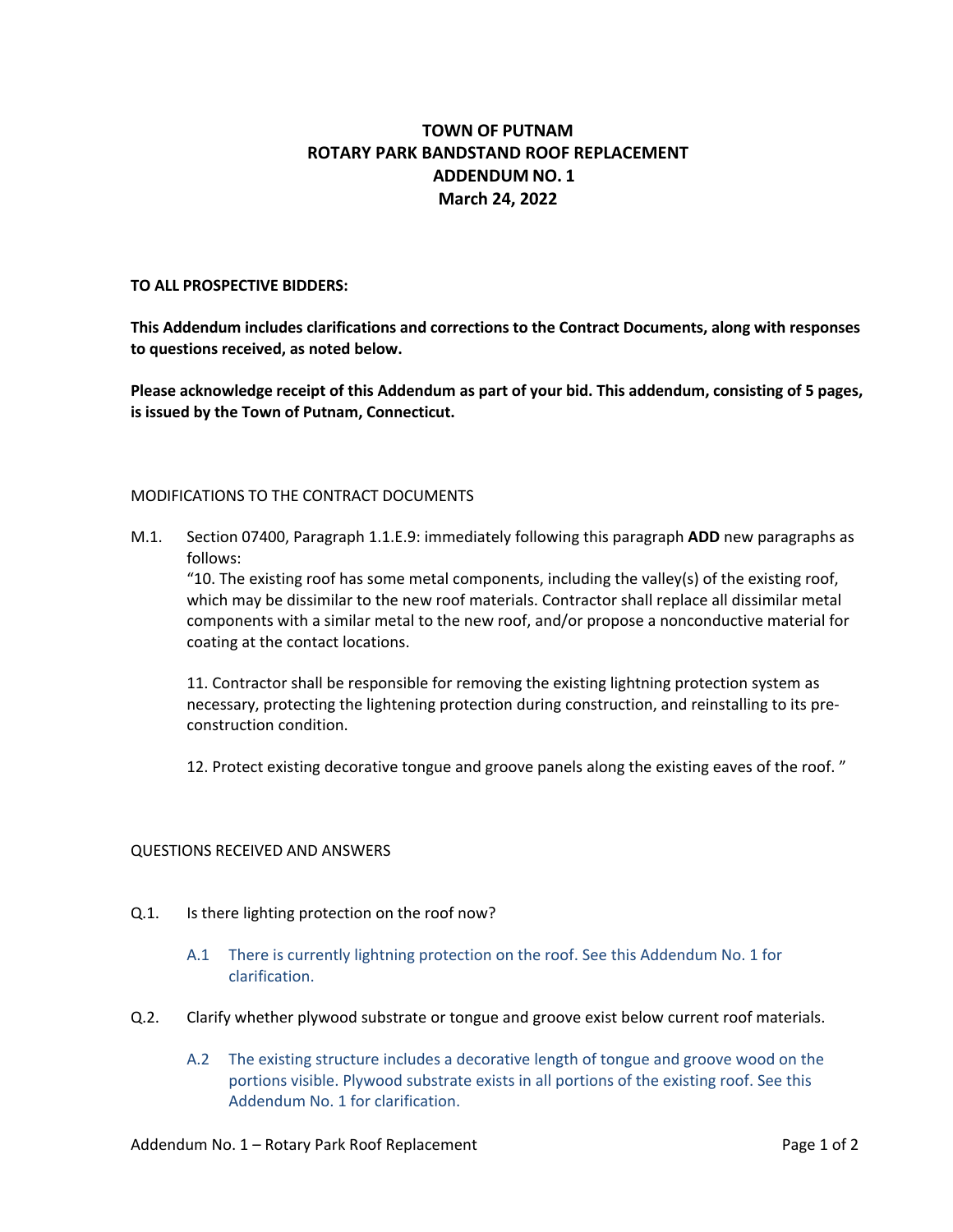# TOWN OF PUTNAM
# ROTARY PARK BANDSTAND ROOF REPLACEMENT
# ADDENDUM NO. 1
# March 24, 2022

**TO ALL PROSPECTIVE BIDDERS:**

**This Addendum includes clarifications and corrections to the Contract Documents, along with responses to questions received, as noted below.**

**Please acknowledge receipt of this Addendum as part of your bid. This addendum, consisting of 5 pages, is issued by the Town of Putnam, Connecticut.**

## MODIFICATIONS TO THE CONTRACT DOCUMENTS

M.1. Section 07400, Paragraph 1.1.E.9: immediately following this paragraph **ADD** new paragraphs as follows:

"10. The existing roof has some metal components, including the valley(s) of the existing roof, which may be dissimilar to the new roof materials. Contractor shall replace all dissimilar metal components with a similar metal to the new roof, and/or propose a nonconductive material for coating at the contact locations.

11. Contractor shall be responsible for removing the existing lightning protection system as necessary, protecting the lightening protection during construction, and reinstalling to its pre-construction condition.

12. Protect existing decorative tongue and groove panels along the existing eaves of the roof. "

## QUESTIONS RECEIVED AND ANSWERS

Q.1. Is there lighting protection on the roof now?

> A.1 There is currently lightning protection on the roof. See this Addendum No. 1 for clarification.

Q.2. Clarify whether plywood substrate or tongue and groove exist below current roof materials.

> A.2 The existing structure includes a decorative length of tongue and groove wood on the portions visible. Plywood substrate exists in all portions of the existing roof. See this Addendum No. 1 for clarification.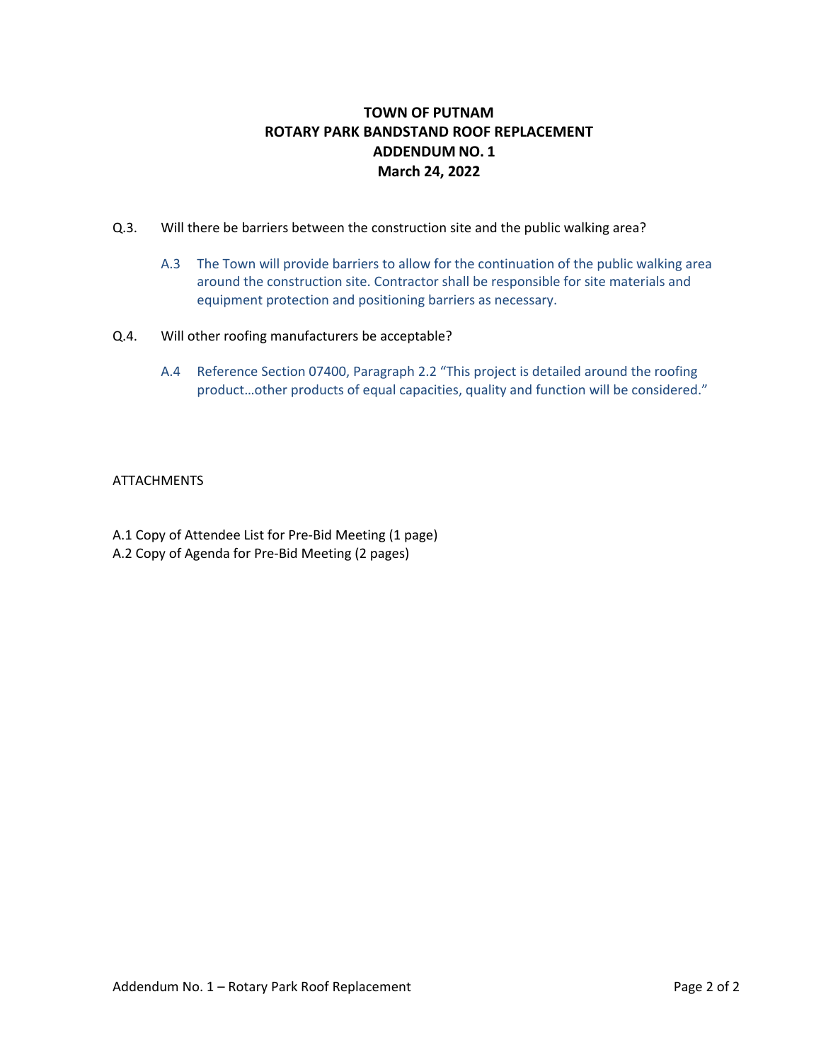**TOWN OF PUTNAM**
**ROTARY PARK BANDSTAND ROOF REPLACEMENT**
**ADDENDUM NO. 1**
**March 24, 2022**

Q.3. Will there be barriers between the construction site and the public walking area?

> A.3 The Town will provide barriers to allow for the continuation of the public walking area around the construction site. Contractor shall be responsible for site materials and equipment protection and positioning barriers as necessary.

Q.4. Will other roofing manufacturers be acceptable?

> A.4 Reference Section 07400, Paragraph 2.2 "This project is detailed around the roofing product…other products of equal capacities, quality and function will be considered."

ATTACHMENTS

A.1 Copy of Attendee List for Pre-Bid Meeting (1 page)
A.2 Copy of Agenda for Pre-Bid Meeting (2 pages)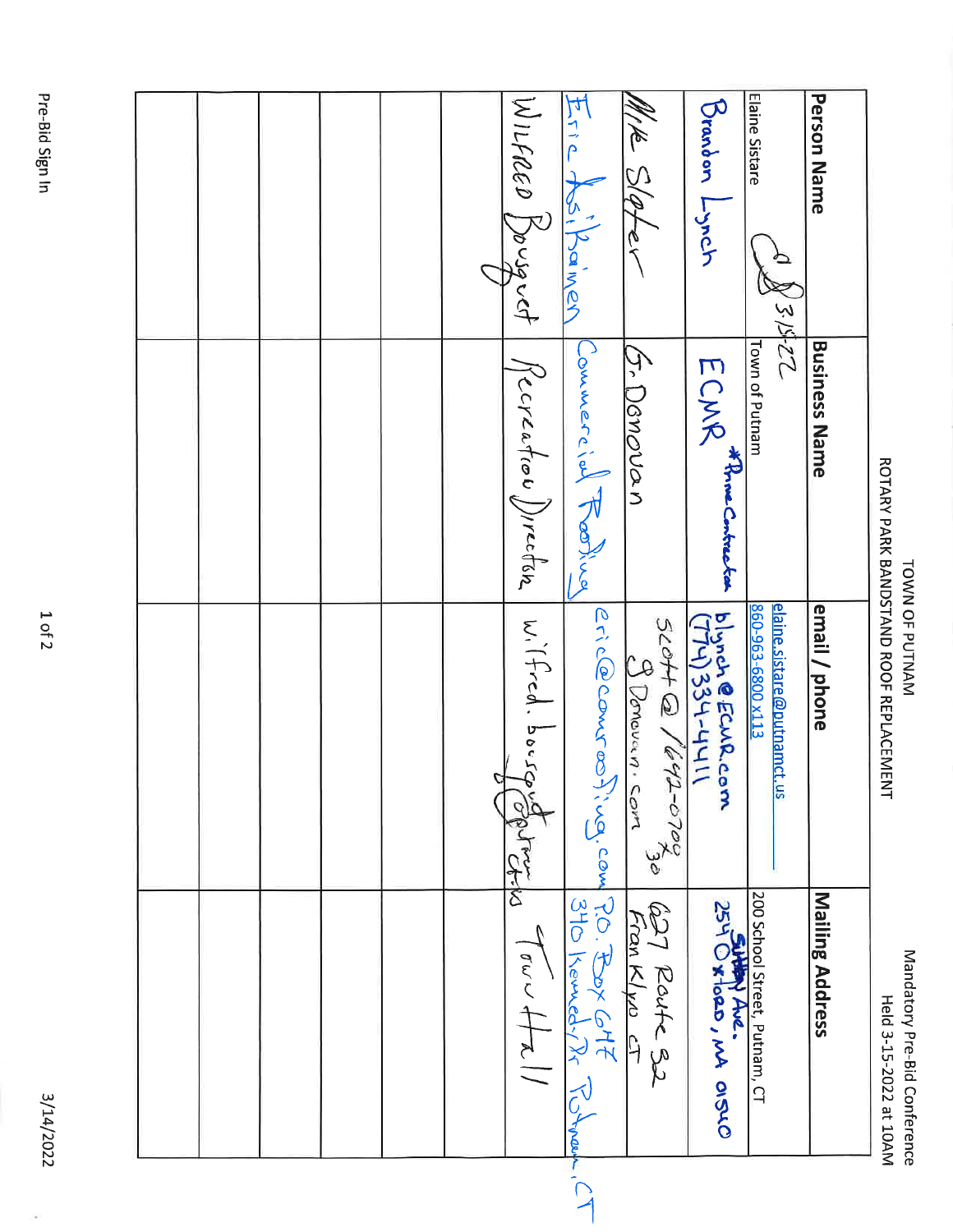TOWN OF PUTNAM

ROTARY PARK BANDSTAND ROOF REPLACEMENT

Mandatory Pre-Bid Conference
Held 3-15-2022 at 10AM

| Person Name | Business Name | email / phone | Mailing Address |
|---|---|---|---|
| Elaine Sistare (signature) 3-15-22 | Town of Putnam | elaine.sistare@putnamct.us 860-963-6800 x113 | 200 School Street, Putnam, CT |
| Brandon Lynch | ECMR *Prime Contractor | blynch@ECMR.com (774)334-4411 | 254 Sutton Ave. Oxford, MA 01540 |
| Mike Slater | J. Donovan | Scott@/642-0709 x30 JDonovan.com | 627 Route 32 Franklin CT |
| Eric Asikainen | Commercial Roofing | eric@comroofing.com | P.O. Box 647 340 Kennedy Dr Putnam, CT |
| Wilfred Bousquet | Recreation Director | wilfred.bousquet@putnamct.us | Town Hall |
| | | | |
| | | | |
| | | | |
| | | | |
| | | | |
| | | | |

Pre-Bid Sign In

3/14/2022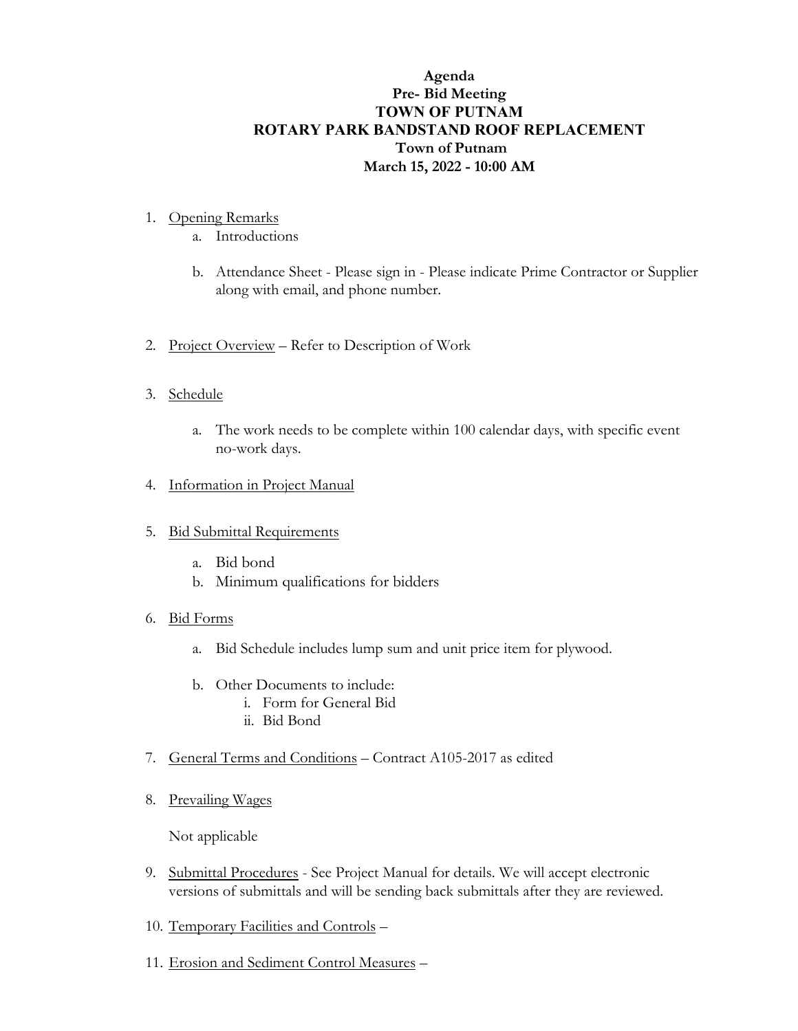**Agenda**
**Pre- Bid Meeting**
**TOWN OF PUTNAM**
**ROTARY PARK BANDSTAND ROOF REPLACEMENT**
**Town of Putnam**
**March 15, 2022 - 10:00 AM**

1. Opening Remarks
   a. Introductions

   b. Attendance Sheet - Please sign in - Please indicate Prime Contractor or Supplier along with email, and phone number.

2. Project Overview – Refer to Description of Work

3. Schedule

   a. The work needs to be complete within 100 calendar days, with specific event no-work days.

4. Information in Project Manual

5. Bid Submittal Requirements

   a. Bid bond
   b. Minimum qualifications for bidders

6. Bid Forms

   a. Bid Schedule includes lump sum and unit price item for plywood.

   b. Other Documents to include:
      i. Form for General Bid
      ii. Bid Bond

7. General Terms and Conditions – Contract A105-2017 as edited

8. Prevailing Wages

   Not applicable

9. Submittal Procedures - See Project Manual for details. We will accept electronic versions of submittals and will be sending back submittals after they are reviewed.

10. Temporary Facilities and Controls –

11. Erosion and Sediment Control Measures –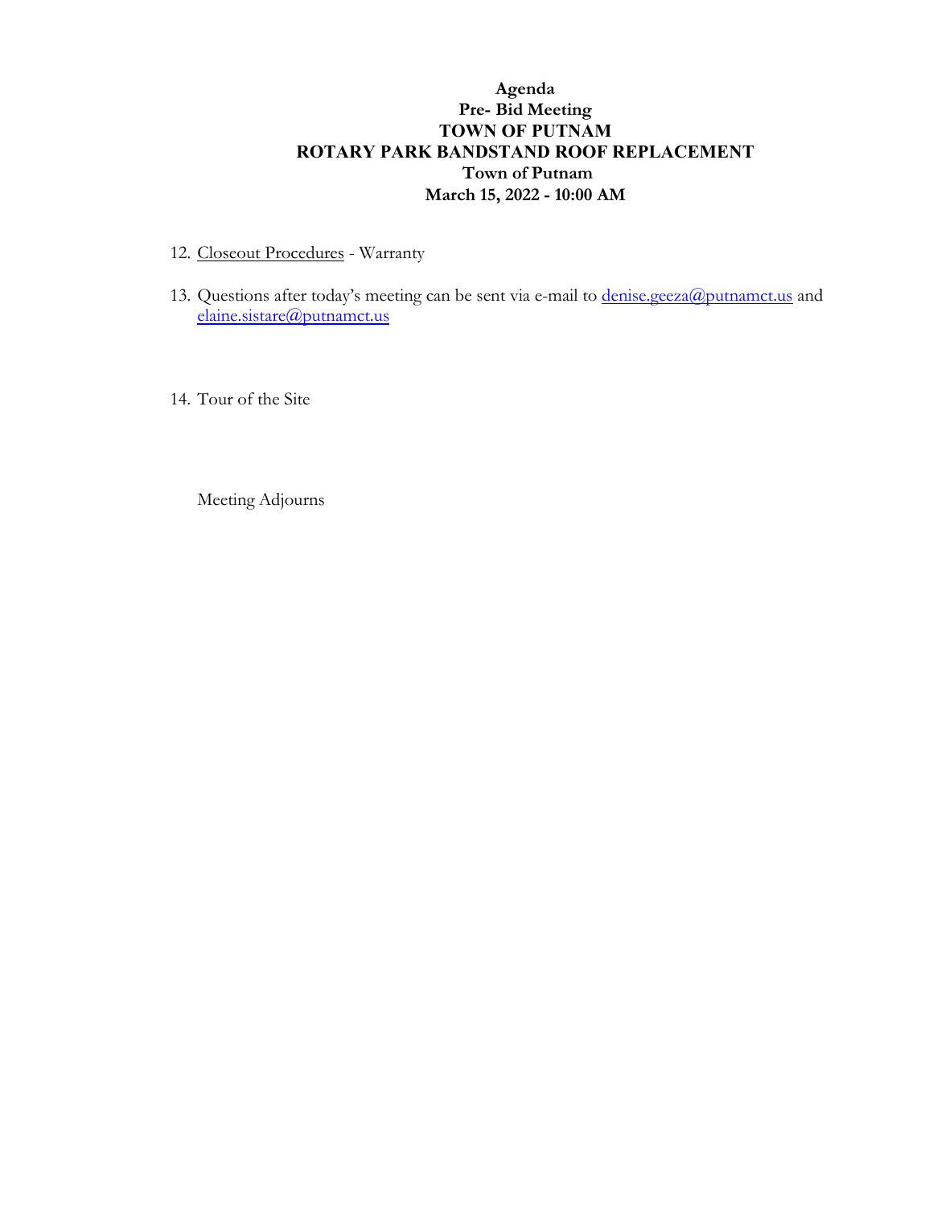**Agenda**
**Pre- Bid Meeting**
**TOWN OF PUTNAM**
**ROTARY PARK BANDSTAND ROOF REPLACEMENT**
**Town of Putnam**
**March 15, 2022 - 10:00 AM**

12. Closeout Procedures - Warranty

13. Questions after today's meeting can be sent via e-mail to denise.geeza@putnamct.us and elaine.sistare@putnamct.us

14. Tour of the Site

Meeting Adjourns